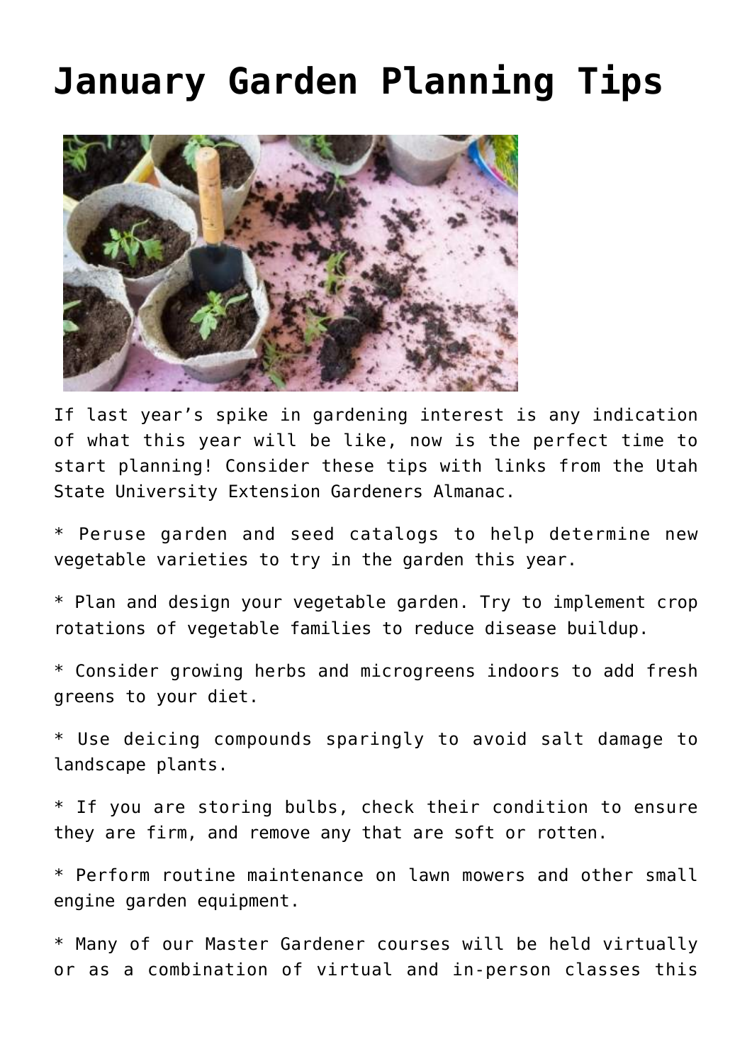# January Garden Planning Tips

If last year's spike in gardening interest is any indication of what this year will be like, now is the perfect time to start planning! Consider these tips with links from the Utah State University Extension Gardeners Almanac.

* Peruse garden and seed catalogs to help determine new vegetable varieties to try in the garden this year.

* Plan and design your vegetable garden. Try to implement crop rotations of vegetable families to reduce disease buildup.

* Consider growing herbs and microgreens indoors to add fresh greens to your diet.

* Use deicing compounds sparingly to avoid salt damage to landscape plants.

* If you are storing bulbs, check their condition to ensure they are firm, and remove any that are soft or rotten.

* Perform routine maintenance on lawn mowers and other small engine garden equipment.

* Many of our Master Gardener courses will be held virtually or as a combination of virtual and in-person classes this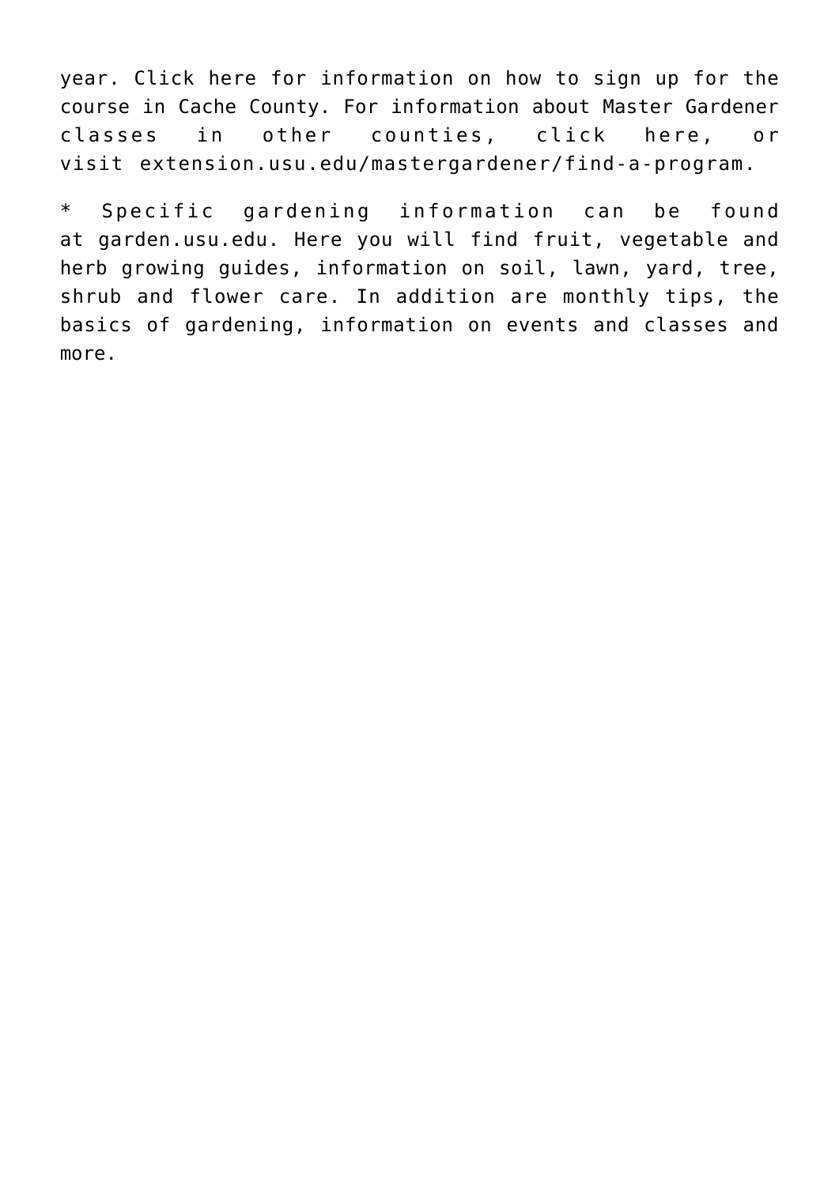year. Click here for information on how to sign up for the course in Cache County. For information about Master Gardener classes in other counties, click here, or visit extension.usu.edu/mastergardener/find-a-program.

* Specific gardening information can be found at garden.usu.edu. Here you will find fruit, vegetable and herb growing guides, information on soil, lawn, yard, tree, shrub and flower care. In addition are monthly tips, the basics of gardening, information on events and classes and more.